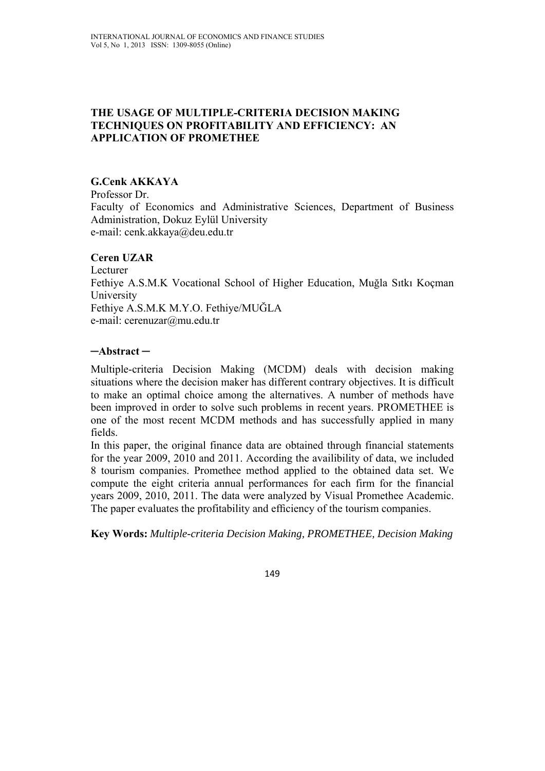# THE USAGE OF MULTIPLE-CRITERIA DECISION MAKING TECHNIQUES ON PROFITABILITY AND EFFICIENCY: AN APPLICATION OF PROMETHEE

**G.Cenk AKKAYA**
Professor Dr.
Faculty of Economics and Administrative Sciences, Department of Business Administration, Dokuz Eylül University
e-mail: cenk.akkaya@deu.edu.tr

**Ceren UZAR**
Lecturer
Fethiye A.S.M.K Vocational School of Higher Education, Muğla Sıtkı Koçman University
Fethiye A.S.M.K M.Y.O. Fethiye/MUĞLA
e-mail: cerenuzar@mu.edu.tr

**─Abstract ─**

Multiple-criteria Decision Making (MCDM) deals with decision making situations where the decision maker has different contrary objectives. It is difficult to make an optimal choice among the alternatives. A number of methods have been improved in order to solve such problems in recent years. PROMETHEE is one of the most recent MCDM methods and has successfully applied in many fields.

In this paper, the original finance data are obtained through financial statements for the year 2009, 2010 and 2011. According the availibility of data, we included 8 tourism companies. Promethee method applied to the obtained data set. We compute the eight criteria annual performances for each firm for the financial years 2009, 2010, 2011. The data were analyzed by Visual Promethee Academic. The paper evaluates the profitability and efficiency of the tourism companies.

**Key Words:** *Multiple-criteria Decision Making, PROMETHEE, Decision Making*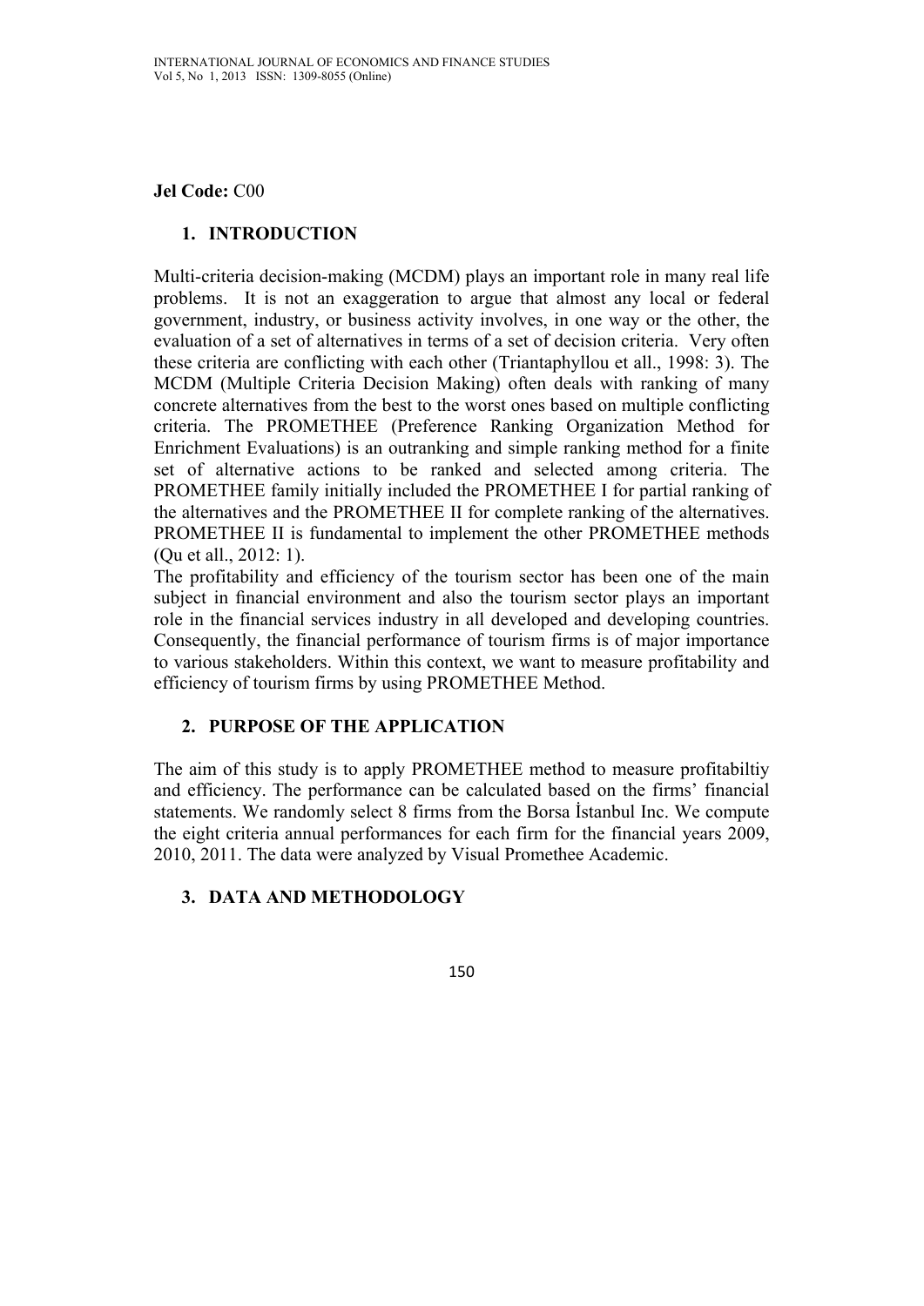**Jel Code:** C00

## 1. INTRODUCTION

Multi-criteria decision-making (MCDM) plays an important role in many real life problems. It is not an exaggeration to argue that almost any local or federal government, industry, or business activity involves, in one way or the other, the evaluation of a set of alternatives in terms of a set of decision criteria. Very often these criteria are conflicting with each other (Triantaphyllou et all., 1998: 3). The MCDM (Multiple Criteria Decision Making) often deals with ranking of many concrete alternatives from the best to the worst ones based on multiple conflicting criteria. The PROMETHEE (Preference Ranking Organization Method for Enrichment Evaluations) is an outranking and simple ranking method for a finite set of alternative actions to be ranked and selected among criteria. The PROMETHEE family initially included the PROMETHEE I for partial ranking of the alternatives and the PROMETHEE II for complete ranking of the alternatives. PROMETHEE II is fundamental to implement the other PROMETHEE methods (Qu et all., 2012: 1).

The profitability and efficiency of the tourism sector has been one of the main subject in financial environment and also the tourism sector plays an important role in the financial services industry in all developed and developing countries. Consequently, the financial performance of tourism firms is of major importance to various stakeholders. Within this context, we want to measure profitability and efficiency of tourism firms by using PROMETHEE Method.

## 2. PURPOSE OF THE APPLICATION

The aim of this study is to apply PROMETHEE method to measure profitabiltiy and efficiency. The performance can be calculated based on the firms' financial statements. We randomly select 8 firms from the Borsa İstanbul Inc. We compute the eight criteria annual performances for each firm for the financial years 2009, 2010, 2011. The data were analyzed by Visual Promethee Academic.

## 3. DATA AND METHODOLOGY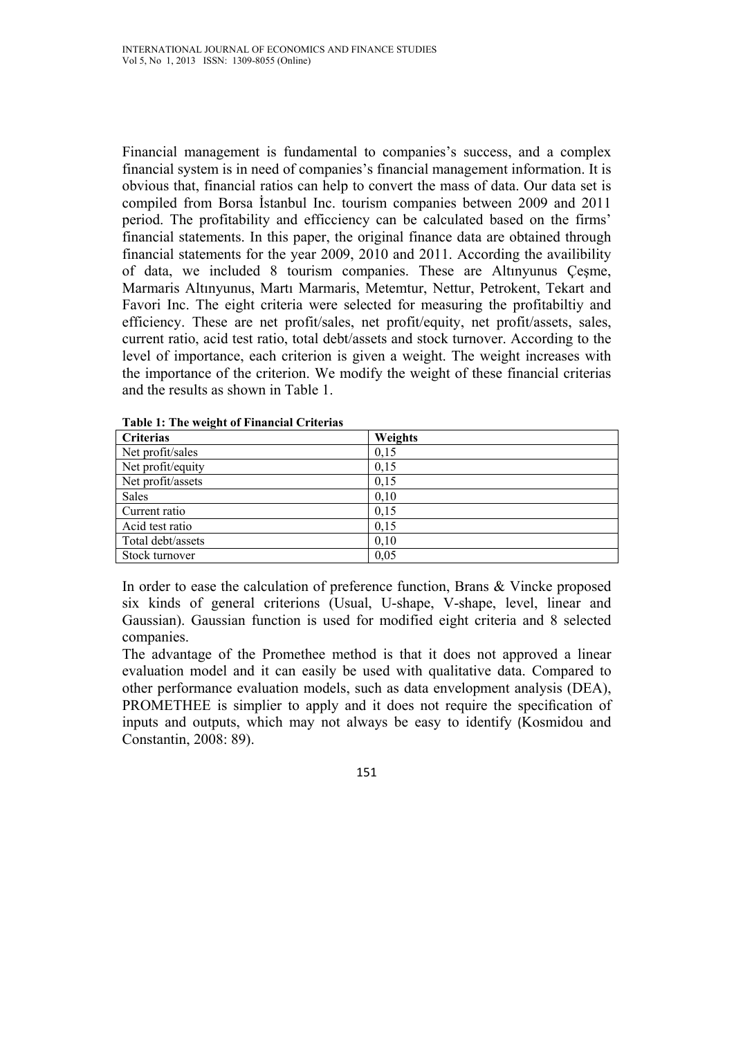Financial management is fundamental to companies's success, and a complex financial system is in need of companies's financial management information. It is obvious that, financial ratios can help to convert the mass of data. Our data set is compiled from Borsa İstanbul Inc. tourism companies between 2009 and 2011 period. The profitability and efficciency can be calculated based on the firms' financial statements. In this paper, the original finance data are obtained through financial statements for the year 2009, 2010 and 2011. According the availibility of data, we included 8 tourism companies. These are Altınyunus Çeşme, Marmaris Altınyunus, Martı Marmaris, Metemtur, Nettur, Petrokent, Tekart and Favori Inc. The eight criteria were selected for measuring the profitabiltiy and efficiency. These are net profit/sales, net profit/equity, net profit/assets, sales, current ratio, acid test ratio, total debt/assets and stock turnover. According to the level of importance, each criterion is given a weight. The weight increases with the importance of the criterion. We modify the weight of these financial criterias and the results as shown in Table 1.

**Table 1: The weight of Financial Criterias**

| Criterias | Weights |
|---|---|
| Net profit/sales | 0,15 |
| Net profit/equity | 0,15 |
| Net profit/assets | 0,15 |
| Sales | 0,10 |
| Current ratio | 0,15 |
| Acid test ratio | 0,15 |
| Total debt/assets | 0,10 |
| Stock turnover | 0,05 |

In order to ease the calculation of preference function, Brans & Vincke proposed six kinds of general criterions (Usual, U-shape, V-shape, level, linear and Gaussian). Gaussian function is used for modified eight criteria and 8 selected companies.

The advantage of the Promethee method is that it does not approved a linear evaluation model and it can easily be used with qualitative data. Compared to other performance evaluation models, such as data envelopment analysis (DEA), PROMETHEE is simplier to apply and it does not require the specification of inputs and outputs, which may not always be easy to identify (Kosmidou and Constantin, 2008: 89).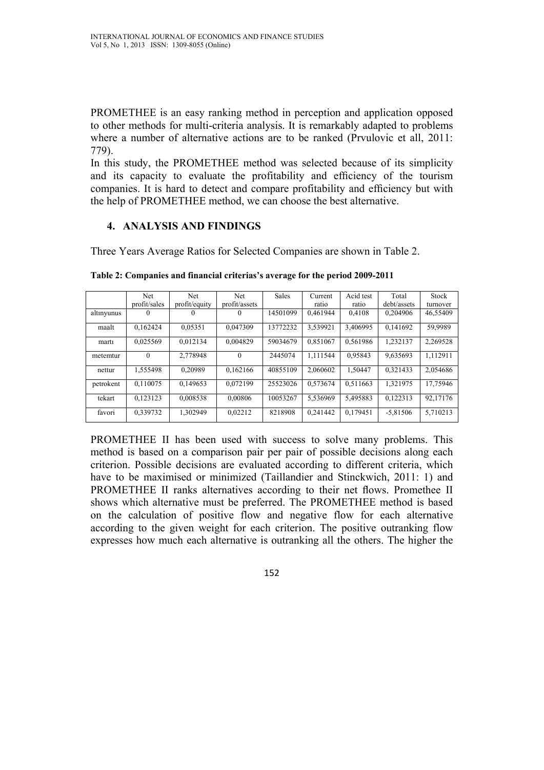PROMETHEE is an easy ranking method in perception and application opposed to other methods for multi-criteria analysis. It is remarkably adapted to problems where a number of alternative actions are to be ranked (Prvulovic et all, 2011: 779).

In this study, the PROMETHEE method was selected because of its simplicity and its capacity to evaluate the profitability and efficiency of the tourism companies. It is hard to detect and compare profitability and efficiency but with the help of PROMETHEE method, we can choose the best alternative.

## 4. ANALYSIS AND FINDINGS

Three Years Average Ratios for Selected Companies are shown in Table 2.

**Table 2: Companies and financial criterias's average for the period 2009-2011**

| | Net profit/sales | Net profit/equity | Net profit/assets | Sales | Current ratio | Acid test ratio | Total debt/assets | Stock turnover |
|---|---|---|---|---|---|---|---|---|
| altınyunus | 0 | 0 | 0 | 14501099 | 0,461944 | 0,4108 | 0,204906 | 46,55409 |
| maalt | 0,162424 | 0,05351 | 0,047309 | 13772232 | 3,539921 | 3,406995 | 0,141692 | 59,9989 |
| martı | 0,025569 | 0,012134 | 0,004829 | 59034679 | 0,851067 | 0,561986 | 1,232137 | 2,269528 |
| metemtur | 0 | 2,778948 | 0 | 2445074 | 1,111544 | 0,95843 | 9,635693 | 1,112911 |
| nettur | 1,555498 | 0,20989 | 0,162166 | 40855109 | 2,060602 | 1,50447 | 0,321433 | 2,054686 |
| petrokent | 0,110075 | 0,149653 | 0,072199 | 25523026 | 0,573674 | 0,511663 | 1,321975 | 17,75946 |
| tekart | 0,123123 | 0,008538 | 0,00806 | 10053267 | 5,536969 | 5,495883 | 0,122313 | 92,17176 |
| favori | 0,339732 | 1,302949 | 0,02212 | 8218908 | 0,241442 | 0,179451 | -5,81506 | 5,710213 |

PROMETHEE II has been used with success to solve many problems. This method is based on a comparison pair per pair of possible decisions along each criterion. Possible decisions are evaluated according to different criteria, which have to be maximised or minimized (Taillandier and Stinckwich, 2011: 1) and PROMETHEE II ranks alternatives according to their net flows. Promethee II shows which alternative must be preferred. The PROMETHEE method is based on the calculation of positive flow and negative flow for each alternative according to the given weight for each criterion. The positive outranking flow expresses how much each alternative is outranking all the others. The higher the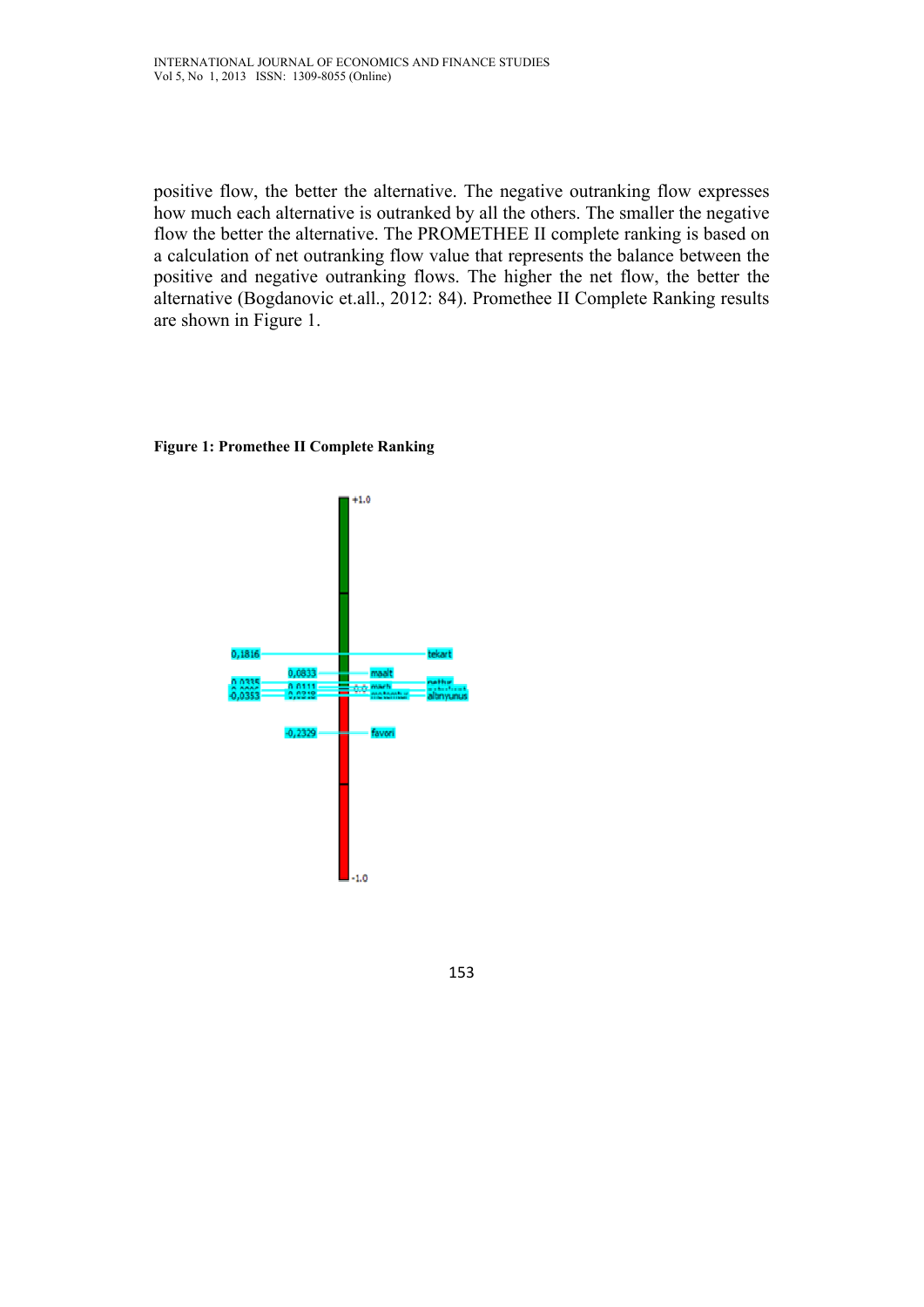positive flow, the better the alternative. The negative outranking flow expresses how much each alternative is outranked by all the others. The smaller the negative flow the better the alternative. The PROMETHEE II complete ranking is based on a calculation of net outranking flow value that represents the balance between the positive and negative outranking flows. The higher the net flow, the better the alternative (Bogdanovic et.all., 2012: 84). Promethee II Complete Ranking results are shown in Figure 1.

**Figure 1: Promethee II Complete Ranking**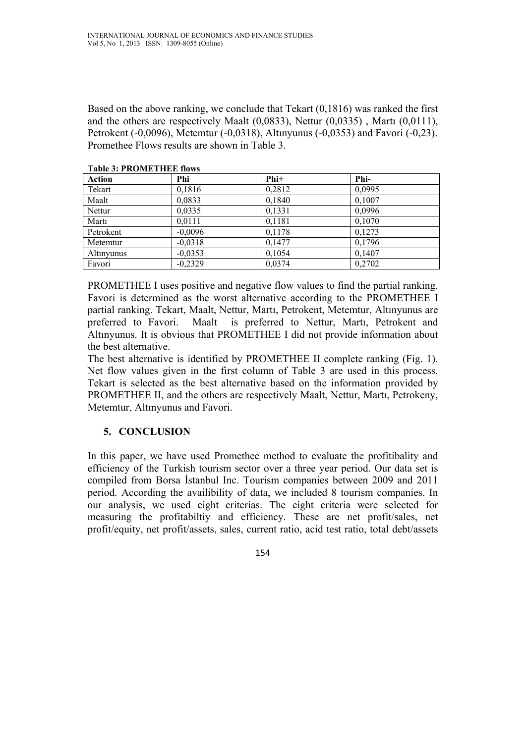Based on the above ranking, we conclude that Tekart (0,1816) was ranked the first and the others are respectively Maalt (0,0833), Nettur (0,0335) , Martı (0,0111), Petrokent (-0,0096), Metemtur (-0,0318), Altınyunus (-0,0353) and Favori (-0,23). Promethee Flows results are shown in Table 3.

**Table 3: PROMETHEE flows**

| Action | Phi | Phi+ | Phi- |
|---|---|---|---|
| Tekart | 0,1816 | 0,2812 | 0,0995 |
| Maalt | 0,0833 | 0,1840 | 0,1007 |
| Nettur | 0,0335 | 0,1331 | 0,0996 |
| Martı | 0,0111 | 0,1181 | 0,1070 |
| Petrokent | -0,0096 | 0,1178 | 0,1273 |
| Metemtur | -0,0318 | 0,1477 | 0,1796 |
| Altınyunus | -0,0353 | 0,1054 | 0,1407 |
| Favori | -0,2329 | 0,0374 | 0,2702 |

PROMETHEE I uses positive and negative flow values to find the partial ranking. Favori is determined as the worst alternative according to the PROMETHEE I partial ranking. Tekart, Maalt, Nettur, Martı, Petrokent, Metemtur, Altınyunus are preferred to Favori. Maalt is preferred to Nettur, Martı, Petrokent and Altınyunus. It is obvious that PROMETHEE I did not provide information about the best alternative.

The best alternative is identified by PROMETHEE II complete ranking (Fig. 1). Net flow values given in the first column of Table 3 are used in this process. Tekart is selected as the best alternative based on the information provided by PROMETHEE II, and the others are respectively Maalt, Nettur, Martı, Petrokeny, Metemtur, Altınyunus and Favori.

## 5. CONCLUSION

In this paper, we have used Promethee method to evaluate the profitibality and efficiency of the Turkish tourism sector over a three year period. Our data set is compiled from Borsa İstanbul Inc. Tourism companies between 2009 and 2011 period. According the availibility of data, we included 8 tourism companies. In our analysis, we used eight criterias. The eight criteria were selected for measuring the profitabiltiy and efficiency. These are net profit/sales, net profit/equity, net profit/assets, sales, current ratio, acid test ratio, total debt/assets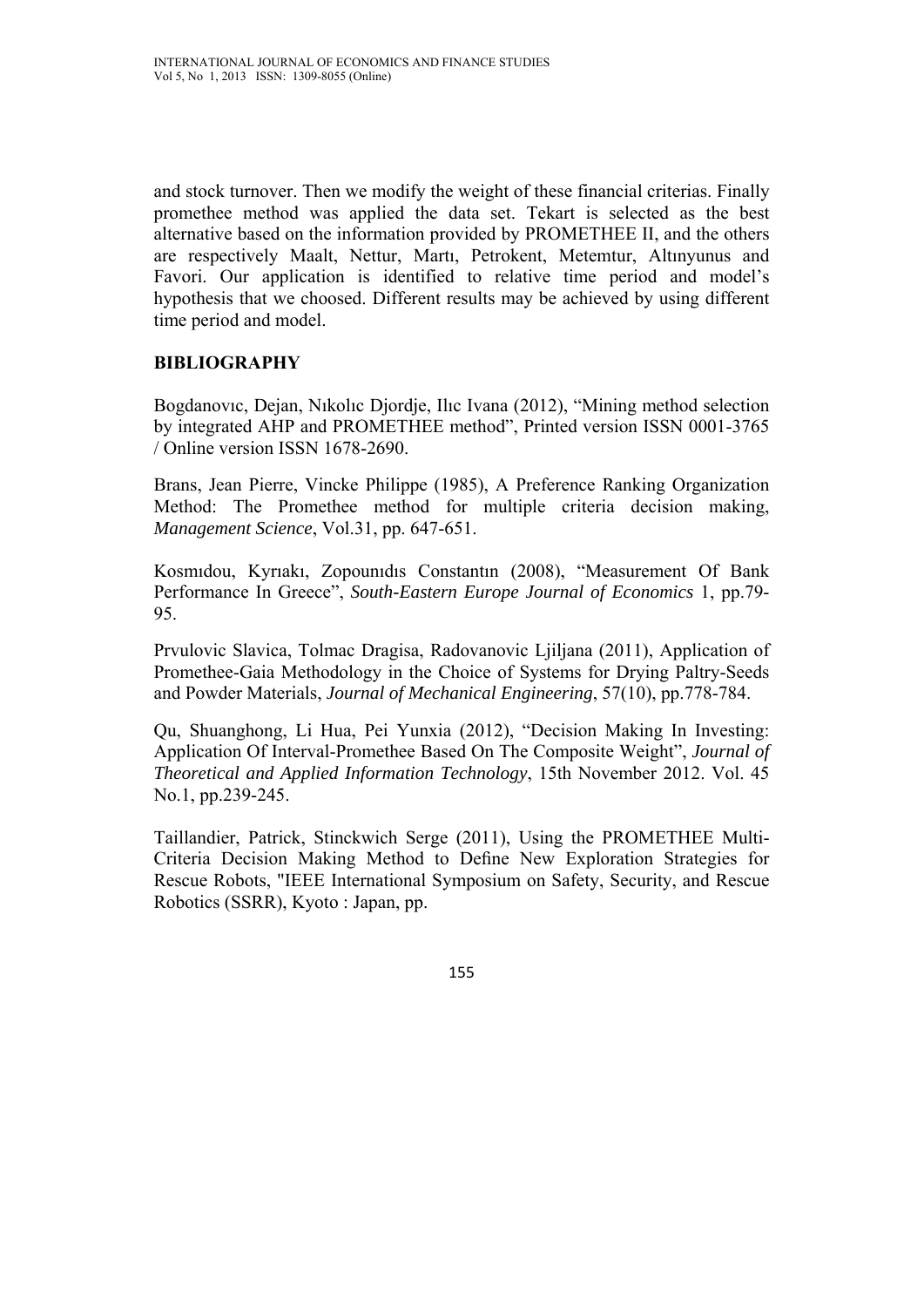and stock turnover. Then we modify the weight of these financial criterias. Finally promethee method was applied the data set. Tekart is selected as the best alternative based on the information provided by PROMETHEE II, and the others are respectively Maalt, Nettur, Martı, Petrokent, Metemtur, Altınyunus and Favori. Our application is identified to relative time period and model's hypothesis that we choosed. Different results may be achieved by using different time period and model.

## BIBLIOGRAPHY

Bogdanovıc, Dejan, Nıkolıc Djordje, Ilıc Ivana (2012), "Mining method selection by integrated AHP and PROMETHEE method", Printed version ISSN 0001-3765 / Online version ISSN 1678-2690.

Brans, Jean Pierre, Vincke Philippe (1985), A Preference Ranking Organization Method: The Promethee method for multiple criteria decision making, *Management Science*, Vol.31, pp. 647-651.

Kosmıdou, Kyrıakı, Zopounıdıs Constantın (2008), "Measurement Of Bank Performance In Greece", *South-Eastern Europe Journal of Economics* 1, pp.79-95.

Prvulovic Slavica, Tolmac Dragisa, Radovanovic Ljiljana (2011), Application of Promethee-Gaia Methodology in the Choice of Systems for Drying Paltry-Seeds and Powder Materials, *Journal of Mechanical Engineering*, 57(10), pp.778-784.

Qu, Shuanghong, Li Hua, Pei Yunxia (2012), "Decision Making In Investing: Application Of Interval-Promethee Based On The Composite Weight", *Journal of Theoretical and Applied Information Technology*, 15th November 2012. Vol. 45 No.1, pp.239-245.

Taillandier, Patrick, Stinckwich Serge (2011), Using the PROMETHEE Multi-Criteria Decision Making Method to Define New Exploration Strategies for Rescue Robots, "IEEE International Symposium on Safety, Security, and Rescue Robotics (SSRR), Kyoto : Japan, pp.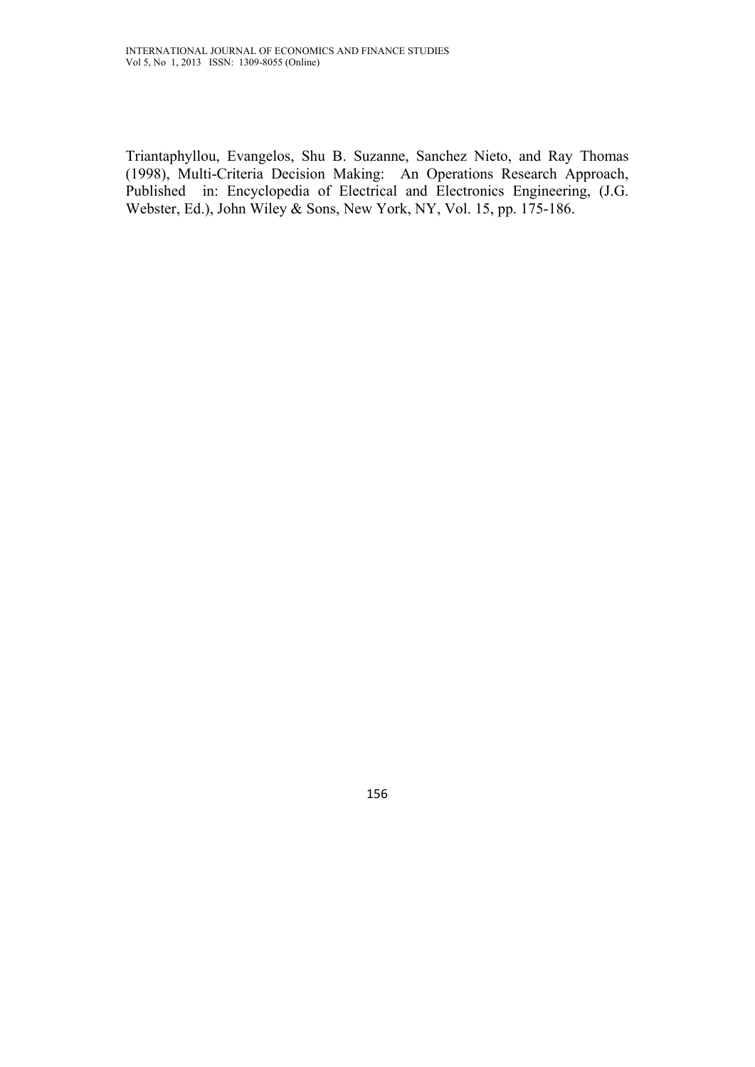Triantaphyllou, Evangelos, Shu B. Suzanne, Sanchez Nieto, and Ray Thomas (1998), Multi-Criteria Decision Making: An Operations Research Approach, Published in: Encyclopedia of Electrical and Electronics Engineering, (J.G. Webster, Ed.), John Wiley & Sons, New York, NY, Vol. 15, pp. 175-186.